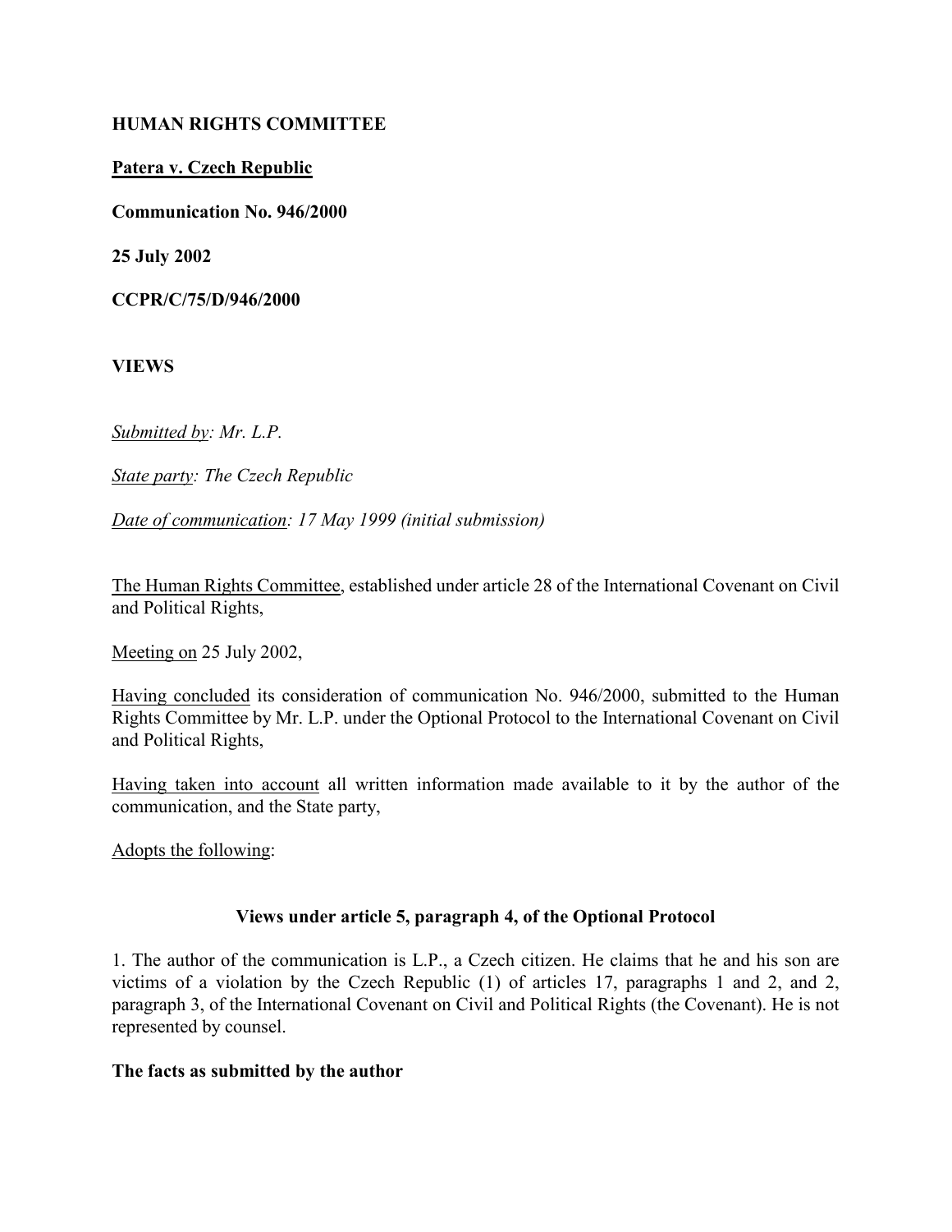**HUMAN RIGHTS COMMITTEE**

**Patera v. Czech Republic**

**Communication No. 946/2000**

**25 July 2002**

**CCPR/C/75/D/946/2000**

**VIEWS**

*Submitted by: Mr. L.P.*

*State party: The Czech Republic*

*Date of communication: 17 May 1999 (initial submission)*

The Human Rights Committee, established under article 28 of the International Covenant on Civil and Political Rights,

Meeting on 25 July 2002,

Having concluded its consideration of communication No. 946/2000, submitted to the Human Rights Committee by Mr. L.P. under the Optional Protocol to the International Covenant on Civil and Political Rights,

Having taken into account all written information made available to it by the author of the communication, and the State party,

Adopts the following:

### Views under article 5, paragraph 4, of the Optional Protocol

1. The author of the communication is L.P., a Czech citizen. He claims that he and his son are victims of a violation by the Czech Republic (1) of articles 17, paragraphs 1 and 2, and 2, paragraph 3, of the International Covenant on Civil and Political Rights (the Covenant). He is not represented by counsel.

**The facts as submitted by the author**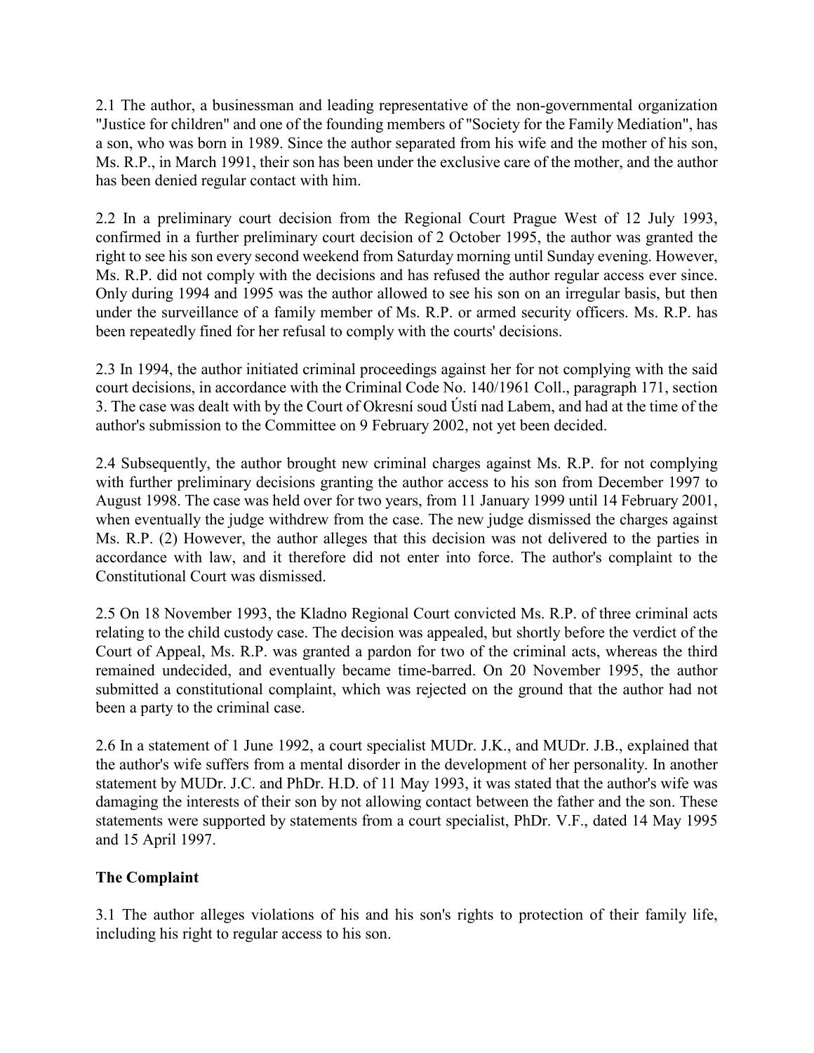2.1 The author, a businessman and leading representative of the non-governmental organization "Justice for children" and one of the founding members of "Society for the Family Mediation", has a son, who was born in 1989. Since the author separated from his wife and the mother of his son, Ms. R.P., in March 1991, their son has been under the exclusive care of the mother, and the author has been denied regular contact with him.

2.2 In a preliminary court decision from the Regional Court Prague West of 12 July 1993, confirmed in a further preliminary court decision of 2 October 1995, the author was granted the right to see his son every second weekend from Saturday morning until Sunday evening. However, Ms. R.P. did not comply with the decisions and has refused the author regular access ever since. Only during 1994 and 1995 was the author allowed to see his son on an irregular basis, but then under the surveillance of a family member of Ms. R.P. or armed security officers. Ms. R.P. has been repeatedly fined for her refusal to comply with the courts' decisions.

2.3 In 1994, the author initiated criminal proceedings against her for not complying with the said court decisions, in accordance with the Criminal Code No. 140/1961 Coll., paragraph 171, section 3. The case was dealt with by the Court of Okresní soud Ústí nad Labem, and had at the time of the author's submission to the Committee on 9 February 2002, not yet been decided.

2.4 Subsequently, the author brought new criminal charges against Ms. R.P. for not complying with further preliminary decisions granting the author access to his son from December 1997 to August 1998. The case was held over for two years, from 11 January 1999 until 14 February 2001, when eventually the judge withdrew from the case. The new judge dismissed the charges against Ms. R.P. (2) However, the author alleges that this decision was not delivered to the parties in accordance with law, and it therefore did not enter into force. The author's complaint to the Constitutional Court was dismissed.

2.5 On 18 November 1993, the Kladno Regional Court convicted Ms. R.P. of three criminal acts relating to the child custody case. The decision was appealed, but shortly before the verdict of the Court of Appeal, Ms. R.P. was granted a pardon for two of the criminal acts, whereas the third remained undecided, and eventually became time-barred. On 20 November 1995, the author submitted a constitutional complaint, which was rejected on the ground that the author had not been a party to the criminal case.

2.6 In a statement of 1 June 1992, a court specialist MUDr. J.K., and MUDr. J.B., explained that the author's wife suffers from a mental disorder in the development of her personality. In another statement by MUDr. J.C. and PhDr. H.D. of 11 May 1993, it was stated that the author's wife was damaging the interests of their son by not allowing contact between the father and the son. These statements were supported by statements from a court specialist, PhDr. V.F., dated 14 May 1995 and 15 April 1997.

**The Complaint**

3.1 The author alleges violations of his and his son's rights to protection of their family life, including his right to regular access to his son.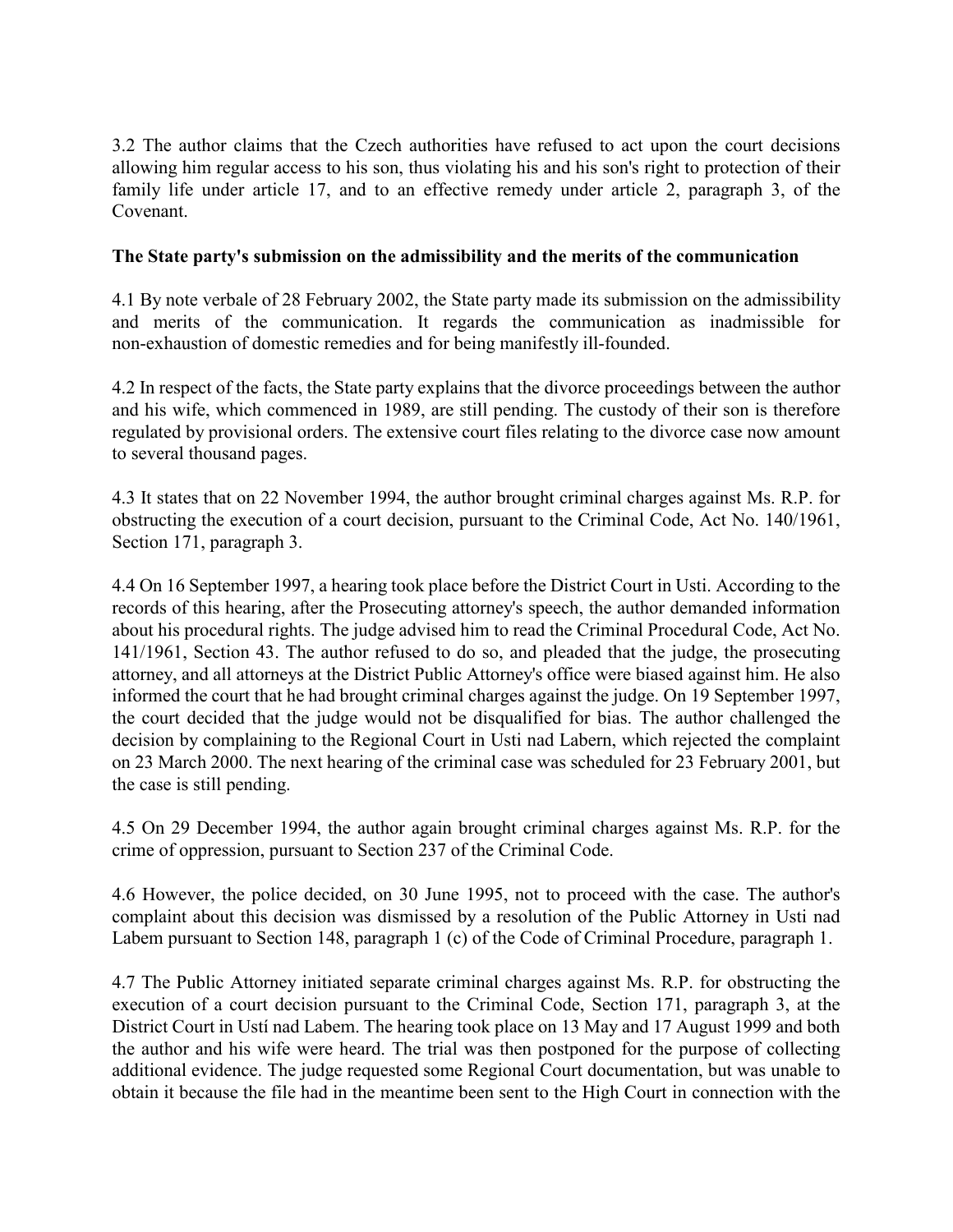3.2 The author claims that the Czech authorities have refused to act upon the court decisions allowing him regular access to his son, thus violating his and his son's right to protection of their family life under article 17, and to an effective remedy under article 2, paragraph 3, of the Covenant.

**The State party's submission on the admissibility and the merits of the communication**

4.1 By note verbale of 28 February 2002, the State party made its submission on the admissibility and merits of the communication. It regards the communication as inadmissible for non-exhaustion of domestic remedies and for being manifestly ill-founded.

4.2 In respect of the facts, the State party explains that the divorce proceedings between the author and his wife, which commenced in 1989, are still pending. The custody of their son is therefore regulated by provisional orders. The extensive court files relating to the divorce case now amount to several thousand pages.

4.3 It states that on 22 November 1994, the author brought criminal charges against Ms. R.P. for obstructing the execution of a court decision, pursuant to the Criminal Code, Act No. 140/1961, Section 171, paragraph 3.

4.4 On 16 September 1997, a hearing took place before the District Court in Usti. According to the records of this hearing, after the Prosecuting attorney's speech, the author demanded information about his procedural rights. The judge advised him to read the Criminal Procedural Code, Act No. 141/1961, Section 43. The author refused to do so, and pleaded that the judge, the prosecuting attorney, and all attorneys at the District Public Attorney's office were biased against him. He also informed the court that he had brought criminal charges against the judge. On 19 September 1997, the court decided that the judge would not be disqualified for bias. The author challenged the decision by complaining to the Regional Court in Usti nad Labern, which rejected the complaint on 23 March 2000. The next hearing of the criminal case was scheduled for 23 February 2001, but the case is still pending.

4.5 On 29 December 1994, the author again brought criminal charges against Ms. R.P. for the crime of oppression, pursuant to Section 237 of the Criminal Code.

4.6 However, the police decided, on 30 June 1995, not to proceed with the case. The author's complaint about this decision was dismissed by a resolution of the Public Attorney in Usti nad Labem pursuant to Section 148, paragraph 1 (c) of the Code of Criminal Procedure, paragraph 1.

4.7 The Public Attorney initiated separate criminal charges against Ms. R.P. for obstructing the execution of a court decision pursuant to the Criminal Code, Section 171, paragraph 3, at the District Court in Ustí nad Labem. The hearing took place on 13 May and 17 August 1999 and both the author and his wife were heard. The trial was then postponed for the purpose of collecting additional evidence. The judge requested some Regional Court documentation, but was unable to obtain it because the file had in the meantime been sent to the High Court in connection with the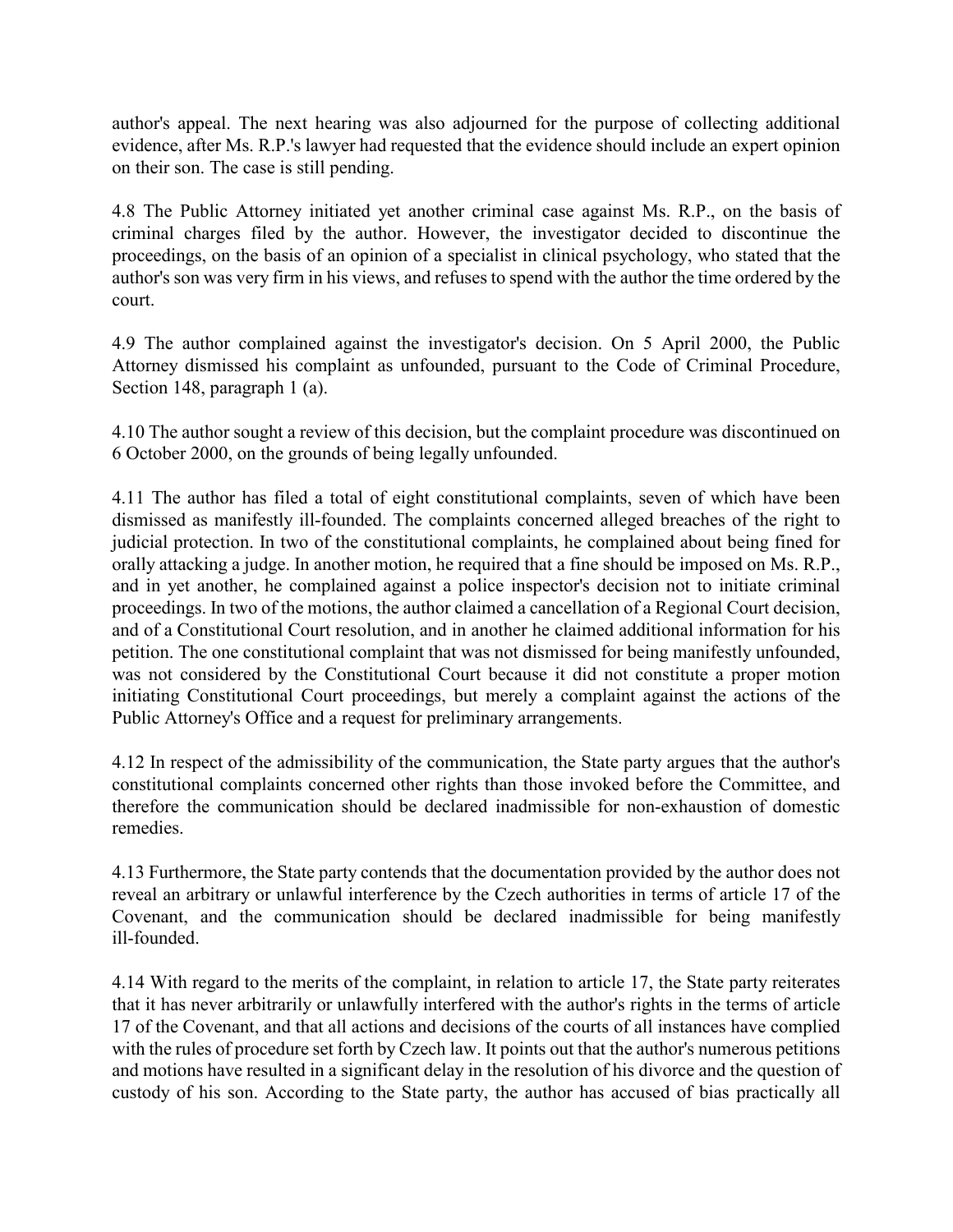author's appeal. The next hearing was also adjourned for the purpose of collecting additional evidence, after Ms. R.P.'s lawyer had requested that the evidence should include an expert opinion on their son. The case is still pending.

4.8 The Public Attorney initiated yet another criminal case against Ms. R.P., on the basis of criminal charges filed by the author. However, the investigator decided to discontinue the proceedings, on the basis of an opinion of a specialist in clinical psychology, who stated that the author's son was very firm in his views, and refuses to spend with the author the time ordered by the court.

4.9 The author complained against the investigator's decision. On 5 April 2000, the Public Attorney dismissed his complaint as unfounded, pursuant to the Code of Criminal Procedure, Section 148, paragraph 1 (a).

4.10 The author sought a review of this decision, but the complaint procedure was discontinued on 6 October 2000, on the grounds of being legally unfounded.

4.11 The author has filed a total of eight constitutional complaints, seven of which have been dismissed as manifestly ill-founded. The complaints concerned alleged breaches of the right to judicial protection. In two of the constitutional complaints, he complained about being fined for orally attacking a judge. In another motion, he required that a fine should be imposed on Ms. R.P., and in yet another, he complained against a police inspector's decision not to initiate criminal proceedings. In two of the motions, the author claimed a cancellation of a Regional Court decision, and of a Constitutional Court resolution, and in another he claimed additional information for his petition. The one constitutional complaint that was not dismissed for being manifestly unfounded, was not considered by the Constitutional Court because it did not constitute a proper motion initiating Constitutional Court proceedings, but merely a complaint against the actions of the Public Attorney's Office and a request for preliminary arrangements.

4.12 In respect of the admissibility of the communication, the State party argues that the author's constitutional complaints concerned other rights than those invoked before the Committee, and therefore the communication should be declared inadmissible for non-exhaustion of domestic remedies.

4.13 Furthermore, the State party contends that the documentation provided by the author does not reveal an arbitrary or unlawful interference by the Czech authorities in terms of article 17 of the Covenant, and the communication should be declared inadmissible for being manifestly ill-founded.

4.14 With regard to the merits of the complaint, in relation to article 17, the State party reiterates that it has never arbitrarily or unlawfully interfered with the author's rights in the terms of article 17 of the Covenant, and that all actions and decisions of the courts of all instances have complied with the rules of procedure set forth by Czech law. It points out that the author's numerous petitions and motions have resulted in a significant delay in the resolution of his divorce and the question of custody of his son. According to the State party, the author has accused of bias practically all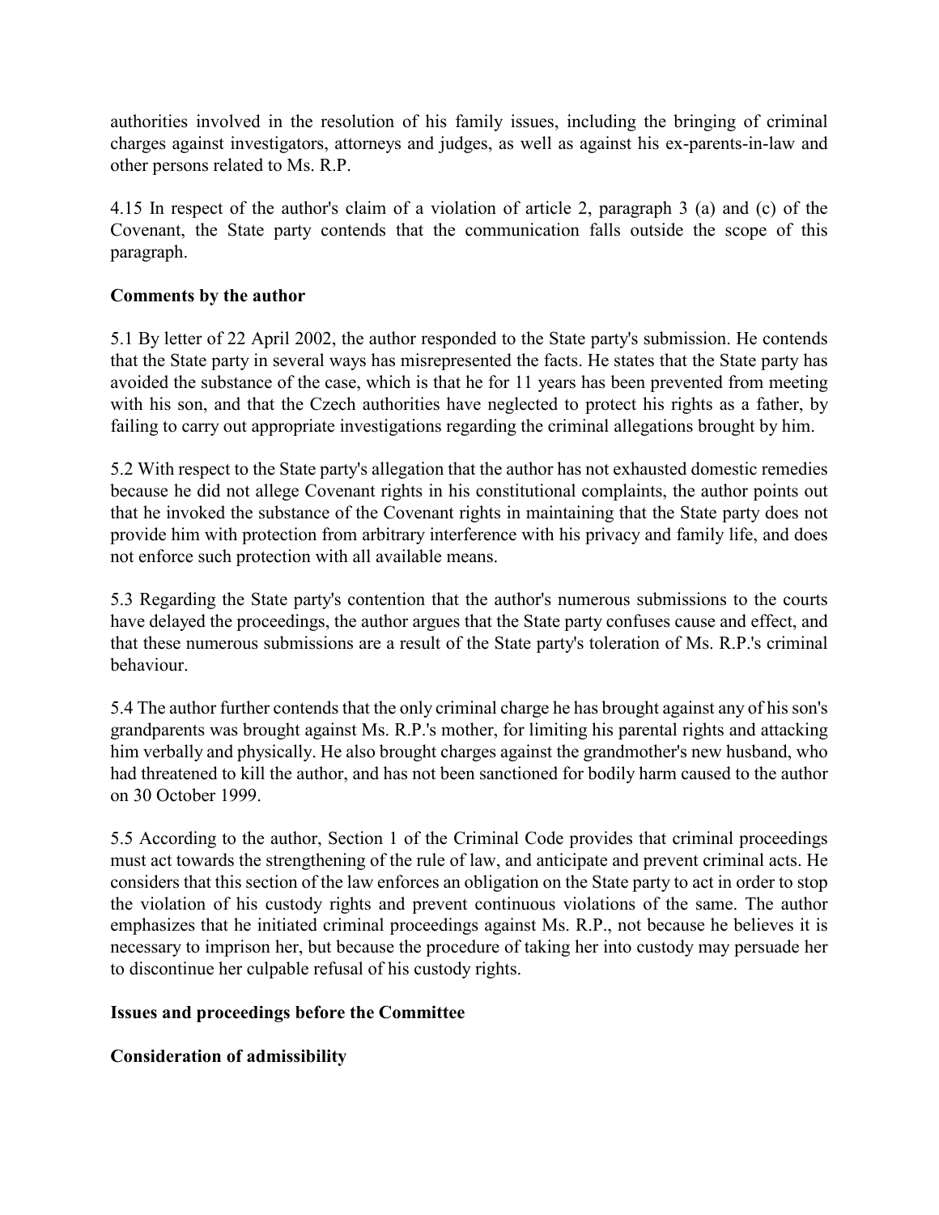authorities involved in the resolution of his family issues, including the bringing of criminal charges against investigators, attorneys and judges, as well as against his ex-parents-in-law and other persons related to Ms. R.P.

4.15 In respect of the author's claim of a violation of article 2, paragraph 3 (a) and (c) of the Covenant, the State party contends that the communication falls outside the scope of this paragraph.

**Comments by the author**

5.1 By letter of 22 April 2002, the author responded to the State party's submission. He contends that the State party in several ways has misrepresented the facts. He states that the State party has avoided the substance of the case, which is that he for 11 years has been prevented from meeting with his son, and that the Czech authorities have neglected to protect his rights as a father, by failing to carry out appropriate investigations regarding the criminal allegations brought by him.

5.2 With respect to the State party's allegation that the author has not exhausted domestic remedies because he did not allege Covenant rights in his constitutional complaints, the author points out that he invoked the substance of the Covenant rights in maintaining that the State party does not provide him with protection from arbitrary interference with his privacy and family life, and does not enforce such protection with all available means.

5.3 Regarding the State party's contention that the author's numerous submissions to the courts have delayed the proceedings, the author argues that the State party confuses cause and effect, and that these numerous submissions are a result of the State party's toleration of Ms. R.P.'s criminal behaviour.

5.4 The author further contends that the only criminal charge he has brought against any of his son's grandparents was brought against Ms. R.P.'s mother, for limiting his parental rights and attacking him verbally and physically. He also brought charges against the grandmother's new husband, who had threatened to kill the author, and has not been sanctioned for bodily harm caused to the author on 30 October 1999.

5.5 According to the author, Section 1 of the Criminal Code provides that criminal proceedings must act towards the strengthening of the rule of law, and anticipate and prevent criminal acts. He considers that this section of the law enforces an obligation on the State party to act in order to stop the violation of his custody rights and prevent continuous violations of the same. The author emphasizes that he initiated criminal proceedings against Ms. R.P., not because he believes it is necessary to imprison her, but because the procedure of taking her into custody may persuade her to discontinue her culpable refusal of his custody rights.

**Issues and proceedings before the Committee**

**Consideration of admissibility**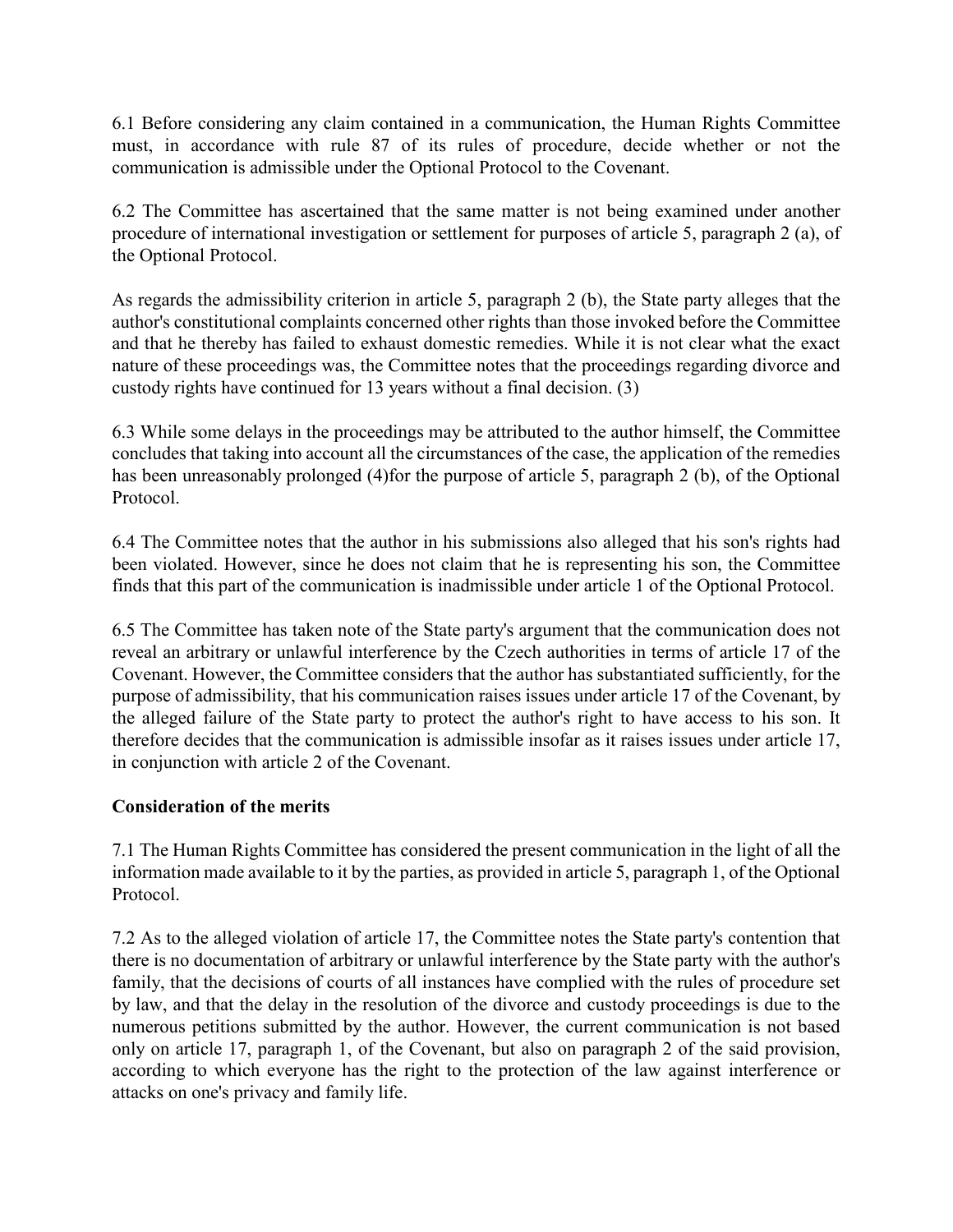6.1 Before considering any claim contained in a communication, the Human Rights Committee must, in accordance with rule 87 of its rules of procedure, decide whether or not the communication is admissible under the Optional Protocol to the Covenant.

6.2 The Committee has ascertained that the same matter is not being examined under another procedure of international investigation or settlement for purposes of article 5, paragraph 2 (a), of the Optional Protocol.

As regards the admissibility criterion in article 5, paragraph 2 (b), the State party alleges that the author's constitutional complaints concerned other rights than those invoked before the Committee and that he thereby has failed to exhaust domestic remedies. While it is not clear what the exact nature of these proceedings was, the Committee notes that the proceedings regarding divorce and custody rights have continued for 13 years without a final decision. (3)

6.3 While some delays in the proceedings may be attributed to the author himself, the Committee concludes that taking into account all the circumstances of the case, the application of the remedies has been unreasonably prolonged (4)for the purpose of article 5, paragraph 2 (b), of the Optional Protocol.

6.4 The Committee notes that the author in his submissions also alleged that his son's rights had been violated. However, since he does not claim that he is representing his son, the Committee finds that this part of the communication is inadmissible under article 1 of the Optional Protocol.

6.5 The Committee has taken note of the State party's argument that the communication does not reveal an arbitrary or unlawful interference by the Czech authorities in terms of article 17 of the Covenant. However, the Committee considers that the author has substantiated sufficiently, for the purpose of admissibility, that his communication raises issues under article 17 of the Covenant, by the alleged failure of the State party to protect the author's right to have access to his son. It therefore decides that the communication is admissible insofar as it raises issues under article 17, in conjunction with article 2 of the Covenant.

**Consideration of the merits**

7.1 The Human Rights Committee has considered the present communication in the light of all the information made available to it by the parties, as provided in article 5, paragraph 1, of the Optional Protocol.

7.2 As to the alleged violation of article 17, the Committee notes the State party's contention that there is no documentation of arbitrary or unlawful interference by the State party with the author's family, that the decisions of courts of all instances have complied with the rules of procedure set by law, and that the delay in the resolution of the divorce and custody proceedings is due to the numerous petitions submitted by the author. However, the current communication is not based only on article 17, paragraph 1, of the Covenant, but also on paragraph 2 of the said provision, according to which everyone has the right to the protection of the law against interference or attacks on one's privacy and family life.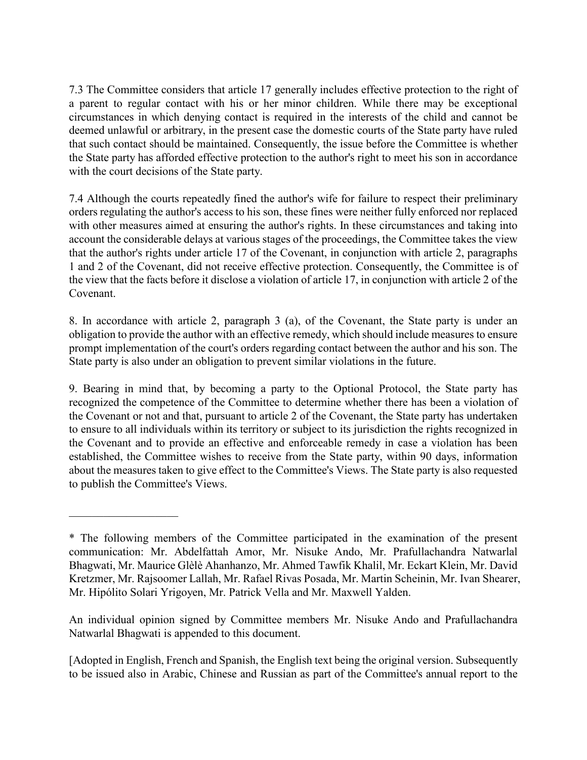7.3 The Committee considers that article 17 generally includes effective protection to the right of a parent to regular contact with his or her minor children. While there may be exceptional circumstances in which denying contact is required in the interests of the child and cannot be deemed unlawful or arbitrary, in the present case the domestic courts of the State party have ruled that such contact should be maintained. Consequently, the issue before the Committee is whether the State party has afforded effective protection to the author's right to meet his son in accordance with the court decisions of the State party.

7.4 Although the courts repeatedly fined the author's wife for failure to respect their preliminary orders regulating the author's access to his son, these fines were neither fully enforced nor replaced with other measures aimed at ensuring the author's rights. In these circumstances and taking into account the considerable delays at various stages of the proceedings, the Committee takes the view that the author's rights under article 17 of the Covenant, in conjunction with article 2, paragraphs 1 and 2 of the Covenant, did not receive effective protection. Consequently, the Committee is of the view that the facts before it disclose a violation of article 17, in conjunction with article 2 of the Covenant.

8. In accordance with article 2, paragraph 3 (a), of the Covenant, the State party is under an obligation to provide the author with an effective remedy, which should include measures to ensure prompt implementation of the court's orders regarding contact between the author and his son. The State party is also under an obligation to prevent similar violations in the future.

9. Bearing in mind that, by becoming a party to the Optional Protocol, the State party has recognized the competence of the Committee to determine whether there has been a violation of the Covenant or not and that, pursuant to article 2 of the Covenant, the State party has undertaken to ensure to all individuals within its territory or subject to its jurisdiction the rights recognized in the Covenant and to provide an effective and enforceable remedy in case a violation has been established, the Committee wishes to receive from the State party, within 90 days, information about the measures taken to give effect to the Committee's Views. The State party is also requested to publish the Committee's Views.

---

* The following members of the Committee participated in the examination of the present communication: Mr. Abdelfattah Amor, Mr. Nisuke Ando, Mr. Prafullachandra Natwarlal Bhagwati, Mr. Maurice Glèlè Ahanhanzo, Mr. Ahmed Tawfik Khalil, Mr. Eckart Klein, Mr. David Kretzmer, Mr. Rajsoomer Lallah, Mr. Rafael Rivas Posada, Mr. Martin Scheinin, Mr. Ivan Shearer, Mr. Hipólito Solari Yrigoyen, Mr. Patrick Vella and Mr. Maxwell Yalden.

An individual opinion signed by Committee members Mr. Nisuke Ando and Prafullachandra Natwarlal Bhagwati is appended to this document.

[Adopted in English, French and Spanish, the English text being the original version. Subsequently to be issued also in Arabic, Chinese and Russian as part of the Committee's annual report to the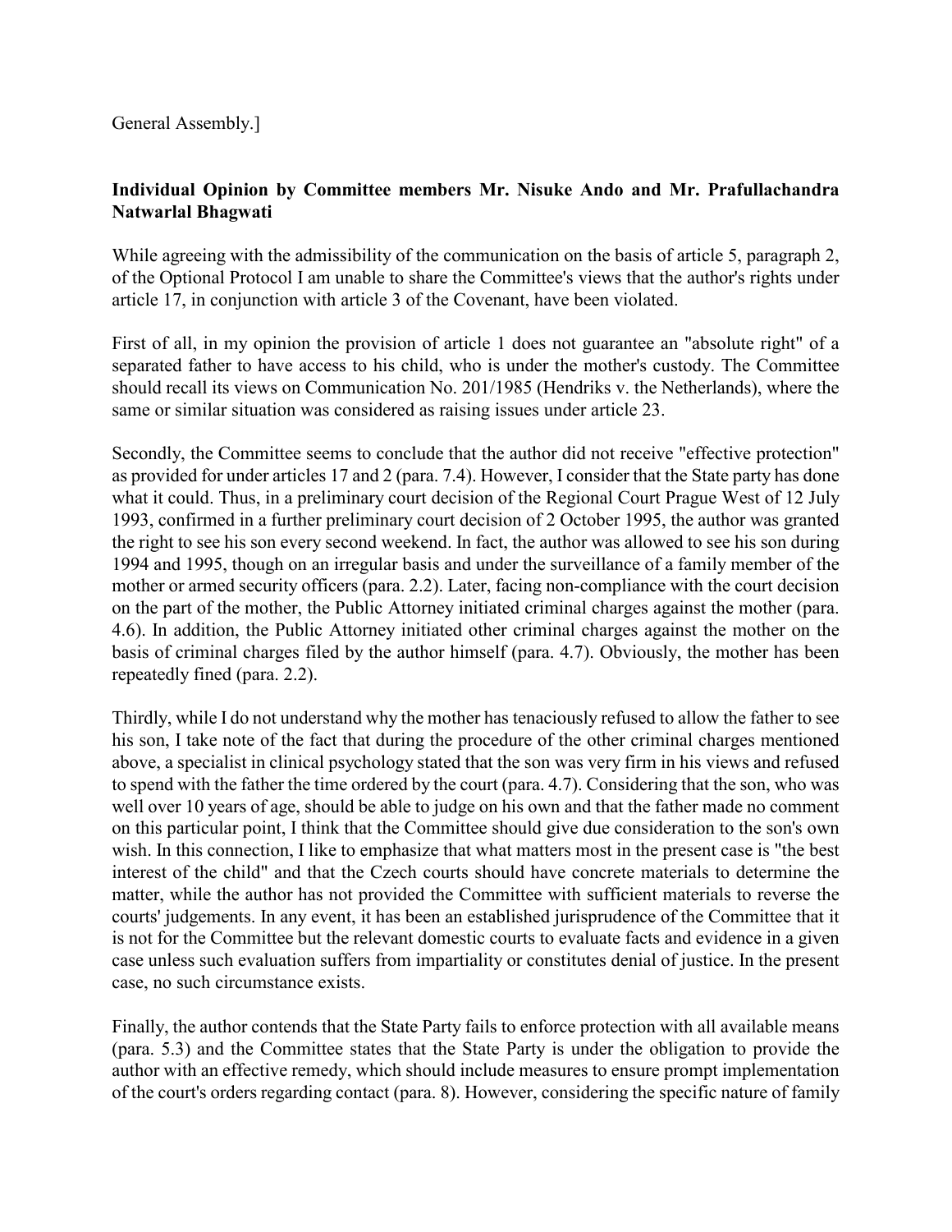General Assembly.]

**Individual Opinion by Committee members Mr. Nisuke Ando and Mr. Prafullachandra Natwarlal Bhagwati**

While agreeing with the admissibility of the communication on the basis of article 5, paragraph 2, of the Optional Protocol I am unable to share the Committee's views that the author's rights under article 17, in conjunction with article 3 of the Covenant, have been violated.

First of all, in my opinion the provision of article 1 does not guarantee an "absolute right" of a separated father to have access to his child, who is under the mother's custody. The Committee should recall its views on Communication No. 201/1985 (Hendriks v. the Netherlands), where the same or similar situation was considered as raising issues under article 23.

Secondly, the Committee seems to conclude that the author did not receive "effective protection" as provided for under articles 17 and 2 (para. 7.4). However, I consider that the State party has done what it could. Thus, in a preliminary court decision of the Regional Court Prague West of 12 July 1993, confirmed in a further preliminary court decision of 2 October 1995, the author was granted the right to see his son every second weekend. In fact, the author was allowed to see his son during 1994 and 1995, though on an irregular basis and under the surveillance of a family member of the mother or armed security officers (para. 2.2). Later, facing non-compliance with the court decision on the part of the mother, the Public Attorney initiated criminal charges against the mother (para. 4.6). In addition, the Public Attorney initiated other criminal charges against the mother on the basis of criminal charges filed by the author himself (para. 4.7). Obviously, the mother has been repeatedly fined (para. 2.2).

Thirdly, while I do not understand why the mother has tenaciously refused to allow the father to see his son, I take note of the fact that during the procedure of the other criminal charges mentioned above, a specialist in clinical psychology stated that the son was very firm in his views and refused to spend with the father the time ordered by the court (para. 4.7). Considering that the son, who was well over 10 years of age, should be able to judge on his own and that the father made no comment on this particular point, I think that the Committee should give due consideration to the son's own wish. In this connection, I like to emphasize that what matters most in the present case is "the best interest of the child" and that the Czech courts should have concrete materials to determine the matter, while the author has not provided the Committee with sufficient materials to reverse the courts' judgements. In any event, it has been an established jurisprudence of the Committee that it is not for the Committee but the relevant domestic courts to evaluate facts and evidence in a given case unless such evaluation suffers from impartiality or constitutes denial of justice. In the present case, no such circumstance exists.

Finally, the author contends that the State Party fails to enforce protection with all available means (para. 5.3) and the Committee states that the State Party is under the obligation to provide the author with an effective remedy, which should include measures to ensure prompt implementation of the court's orders regarding contact (para. 8). However, considering the specific nature of family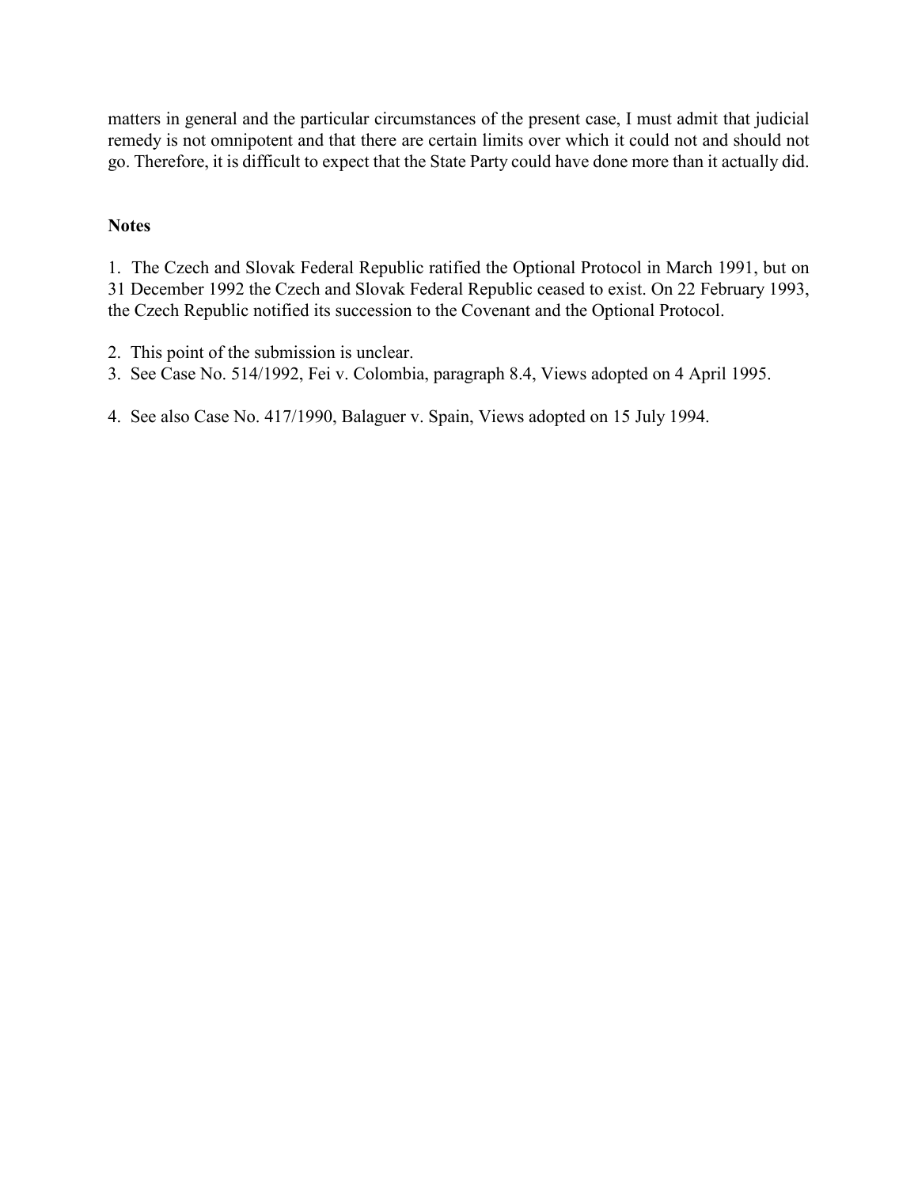matters in general and the particular circumstances of the present case, I must admit that judicial remedy is not omnipotent and that there are certain limits over which it could not and should not go. Therefore, it is difficult to expect that the State Party could have done more than it actually did.

**Notes**

1. The Czech and Slovak Federal Republic ratified the Optional Protocol in March 1991, but on 31 December 1992 the Czech and Slovak Federal Republic ceased to exist. On 22 February 1993, the Czech Republic notified its succession to the Covenant and the Optional Protocol.

2. This point of the submission is unclear.
3. See Case No. 514/1992, Fei v. Colombia, paragraph 8.4, Views adopted on 4 April 1995.

4. See also Case No. 417/1990, Balaguer v. Spain, Views adopted on 15 July 1994.